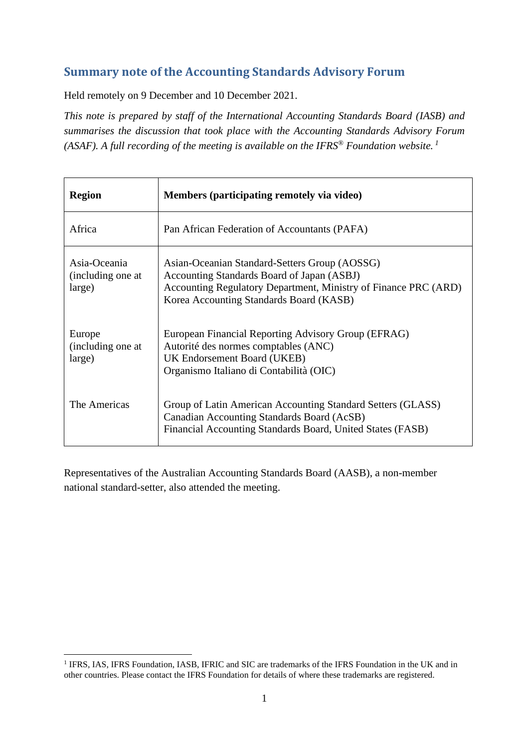## Summary note of the Accounting Standards Advisory Forum

Held remotely on 9 December and 10 December 2021.

*This note is prepared by staff of the International Accounting Standards Board (IASB) and summarises the discussion that took place with the Accounting Standards Advisory Forum (ASAF). A full recording of the meeting is available on the IFRS® Foundation website.* [1]

| Region | Members (participating remotely via video) |
|---|---|
| Africa | Pan African Federation of Accountants (PAFA) |
| Asia-Oceania (including one at large) | Asian-Oceanian Standard-Setters Group (AOSSG)<br>Accounting Standards Board of Japan (ASBJ)<br>Accounting Regulatory Department, Ministry of Finance PRC (ARD)<br>Korea Accounting Standards Board (KASB) |
| Europe (including one at large) | European Financial Reporting Advisory Group (EFRAG)<br>Autorité des normes comptables (ANC)<br>UK Endorsement Board (UKEB)<br>Organismo Italiano di Contabilità (OIC) |
| The Americas | Group of Latin American Accounting Standard Setters (GLASS)<br>Canadian Accounting Standards Board (AcSB)<br>Financial Accounting Standards Board, United States (FASB) |

Representatives of the Australian Accounting Standards Board (AASB), a non-member national standard-setter, also attended the meeting.

[1] IFRS, IAS, IFRS Foundation, IASB, IFRIC and SIC are trademarks of the IFRS Foundation in the UK and in other countries. Please contact the IFRS Foundation for details of where these trademarks are registered.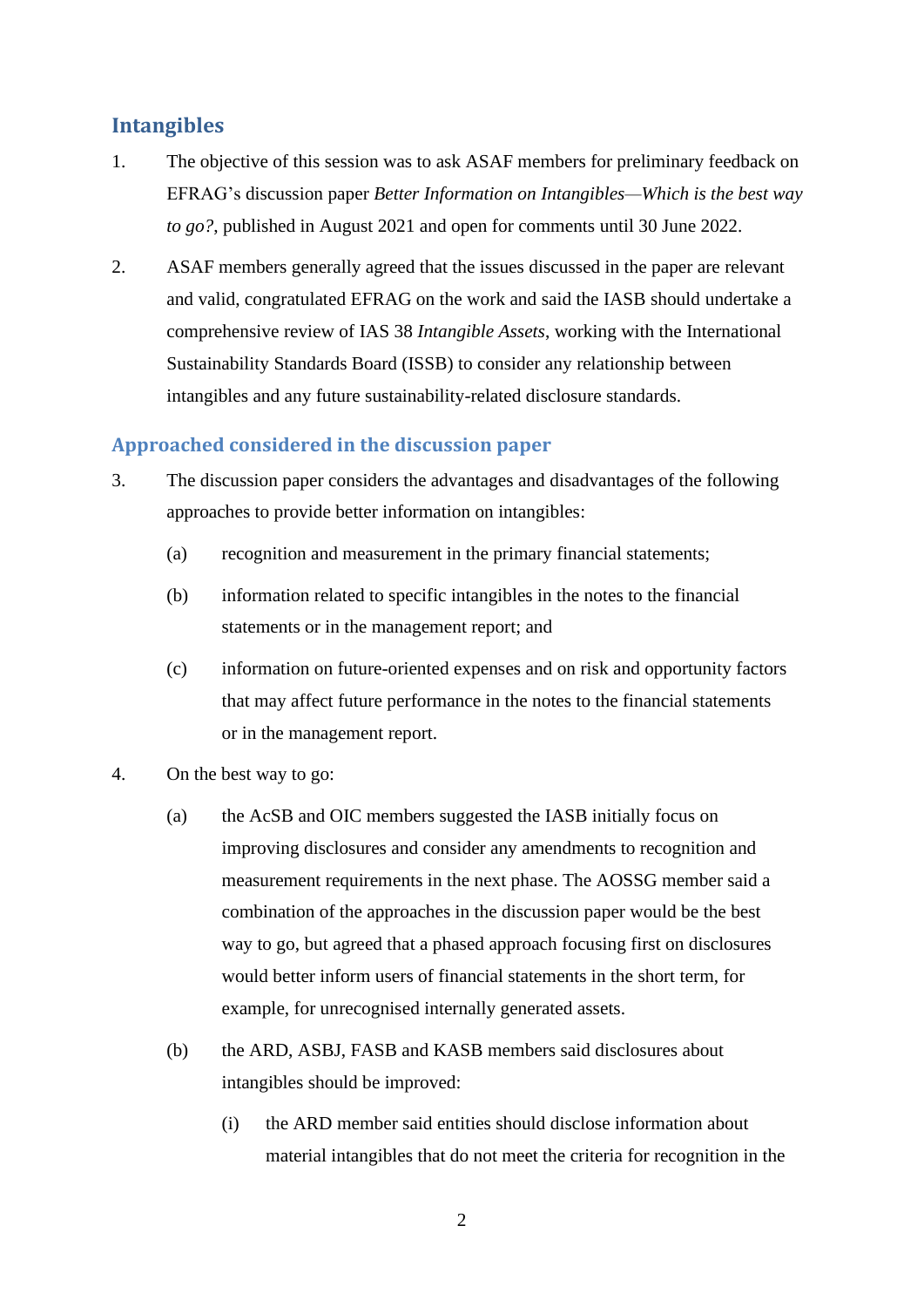## Intangibles

1. The objective of this session was to ask ASAF members for preliminary feedback on EFRAG's discussion paper *Better Information on Intangibles—Which is the best way to go?*, published in August 2021 and open for comments until 30 June 2022.

2. ASAF members generally agreed that the issues discussed in the paper are relevant and valid, congratulated EFRAG on the work and said the IASB should undertake a comprehensive review of IAS 38 *Intangible Assets*, working with the International Sustainability Standards Board (ISSB) to consider any relationship between intangibles and any future sustainability-related disclosure standards.

### Approached considered in the discussion paper

3. The discussion paper considers the advantages and disadvantages of the following approaches to provide better information on intangibles:

   (a) recognition and measurement in the primary financial statements;

   (b) information related to specific intangibles in the notes to the financial statements or in the management report; and

   (c) information on future-oriented expenses and on risk and opportunity factors that may affect future performance in the notes to the financial statements or in the management report.

4. On the best way to go:

   (a) the AcSB and OIC members suggested the IASB initially focus on improving disclosures and consider any amendments to recognition and measurement requirements in the next phase. The AOSSG member said a combination of the approaches in the discussion paper would be the best way to go, but agreed that a phased approach focusing first on disclosures would better inform users of financial statements in the short term, for example, for unrecognised internally generated assets.

   (b) the ARD, ASBJ, FASB and KASB members said disclosures about intangibles should be improved:

      (i) the ARD member said entities should disclose information about material intangibles that do not meet the criteria for recognition in the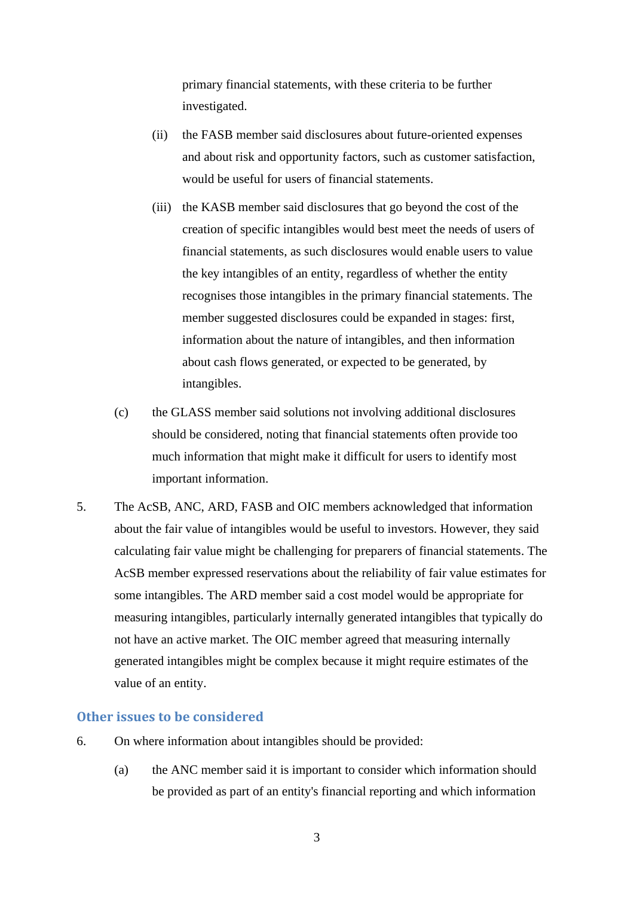primary financial statements, with these criteria to be further investigated.

(ii) the FASB member said disclosures about future-oriented expenses and about risk and opportunity factors, such as customer satisfaction, would be useful for users of financial statements.

(iii) the KASB member said disclosures that go beyond the cost of the creation of specific intangibles would best meet the needs of users of financial statements, as such disclosures would enable users to value the key intangibles of an entity, regardless of whether the entity recognises those intangibles in the primary financial statements. The member suggested disclosures could be expanded in stages: first, information about the nature of intangibles, and then information about cash flows generated, or expected to be generated, by intangibles.

(c) the GLASS member said solutions not involving additional disclosures should be considered, noting that financial statements often provide too much information that might make it difficult for users to identify most important information.

5. The AcSB, ANC, ARD, FASB and OIC members acknowledged that information about the fair value of intangibles would be useful to investors. However, they said calculating fair value might be challenging for preparers of financial statements. The AcSB member expressed reservations about the reliability of fair value estimates for some intangibles. The ARD member said a cost model would be appropriate for measuring intangibles, particularly internally generated intangibles that typically do not have an active market. The OIC member agreed that measuring internally generated intangibles might be complex because it might require estimates of the value of an entity.

## Other issues to be considered

6. On where information about intangibles should be provided:

(a) the ANC member said it is important to consider which information should be provided as part of an entity's financial reporting and which information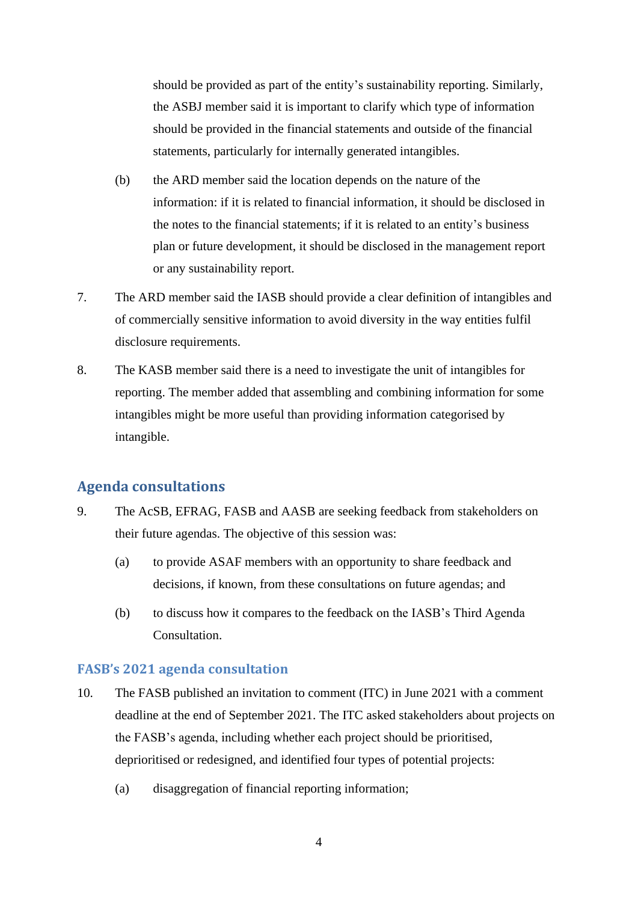should be provided as part of the entity's sustainability reporting. Similarly, the ASBJ member said it is important to clarify which type of information should be provided in the financial statements and outside of the financial statements, particularly for internally generated intangibles.

(b) the ARD member said the location depends on the nature of the information: if it is related to financial information, it should be disclosed in the notes to the financial statements; if it is related to an entity's business plan or future development, it should be disclosed in the management report or any sustainability report.

7. The ARD member said the IASB should provide a clear definition of intangibles and of commercially sensitive information to avoid diversity in the way entities fulfil disclosure requirements.

8. The KASB member said there is a need to investigate the unit of intangibles for reporting. The member added that assembling and combining information for some intangibles might be more useful than providing information categorised by intangible.

## Agenda consultations

9. The AcSB, EFRAG, FASB and AASB are seeking feedback from stakeholders on their future agendas. The objective of this session was:

   (a) to provide ASAF members with an opportunity to share feedback and decisions, if known, from these consultations on future agendas; and

   (b) to discuss how it compares to the feedback on the IASB's Third Agenda Consultation.

### FASB's 2021 agenda consultation

10. The FASB published an invitation to comment (ITC) in June 2021 with a comment deadline at the end of September 2021. The ITC asked stakeholders about projects on the FASB's agenda, including whether each project should be prioritised, deprioritised or redesigned, and identified four types of potential projects:

   (a) disaggregation of financial reporting information;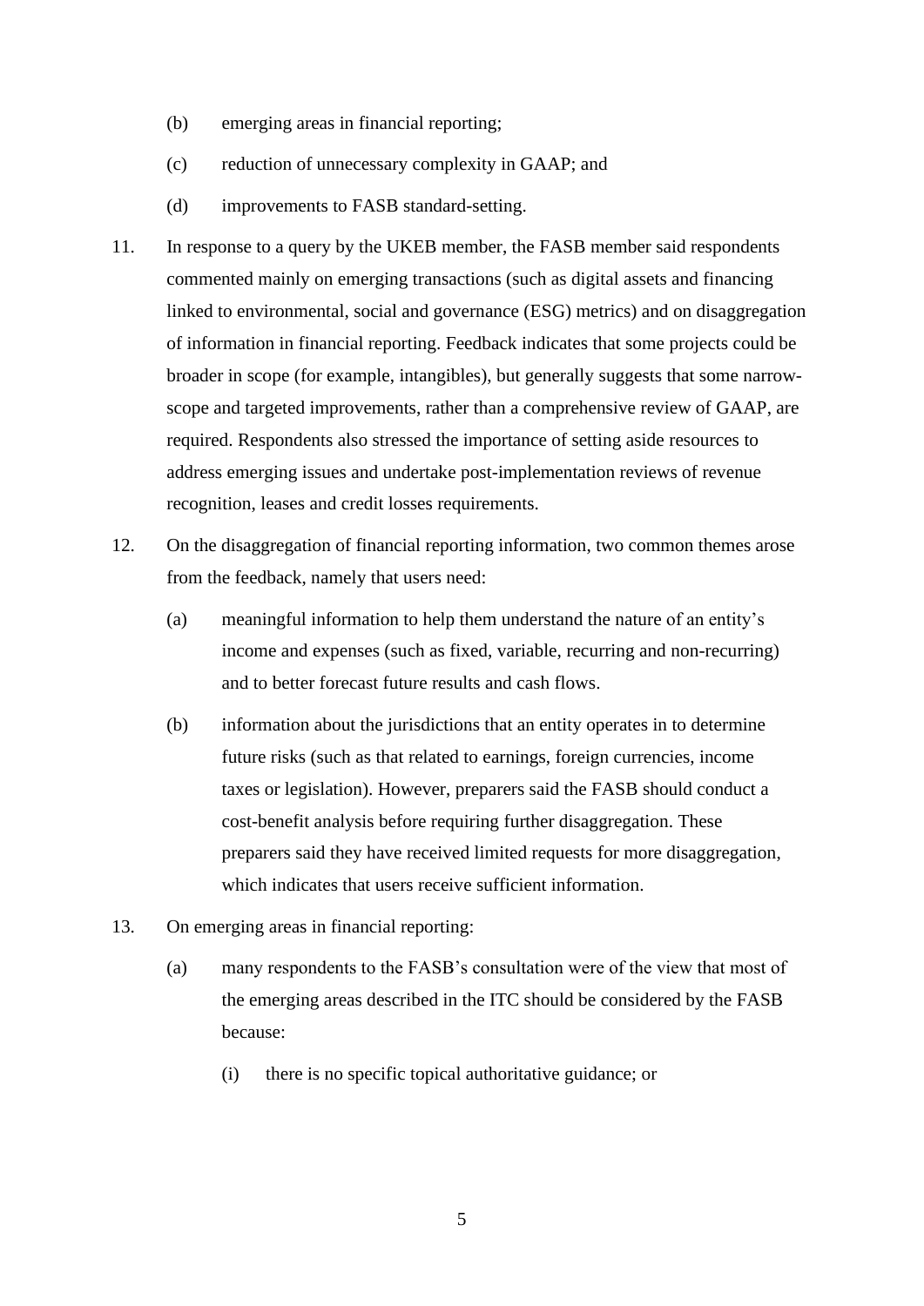(b) emerging areas in financial reporting;

(c) reduction of unnecessary complexity in GAAP; and

(d) improvements to FASB standard-setting.

11. In response to a query by the UKEB member, the FASB member said respondents commented mainly on emerging transactions (such as digital assets and financing linked to environmental, social and governance (ESG) metrics) and on disaggregation of information in financial reporting. Feedback indicates that some projects could be broader in scope (for example, intangibles), but generally suggests that some narrow-scope and targeted improvements, rather than a comprehensive review of GAAP, are required. Respondents also stressed the importance of setting aside resources to address emerging issues and undertake post-implementation reviews of revenue recognition, leases and credit losses requirements.

12. On the disaggregation of financial reporting information, two common themes arose from the feedback, namely that users need:

    (a) meaningful information to help them understand the nature of an entity's income and expenses (such as fixed, variable, recurring and non-recurring) and to better forecast future results and cash flows.

    (b) information about the jurisdictions that an entity operates in to determine future risks (such as that related to earnings, foreign currencies, income taxes or legislation). However, preparers said the FASB should conduct a cost-benefit analysis before requiring further disaggregation. These preparers said they have received limited requests for more disaggregation, which indicates that users receive sufficient information.

13. On emerging areas in financial reporting:

    (a) many respondents to the FASB's consultation were of the view that most of the emerging areas described in the ITC should be considered by the FASB because:

        (i) there is no specific topical authoritative guidance; or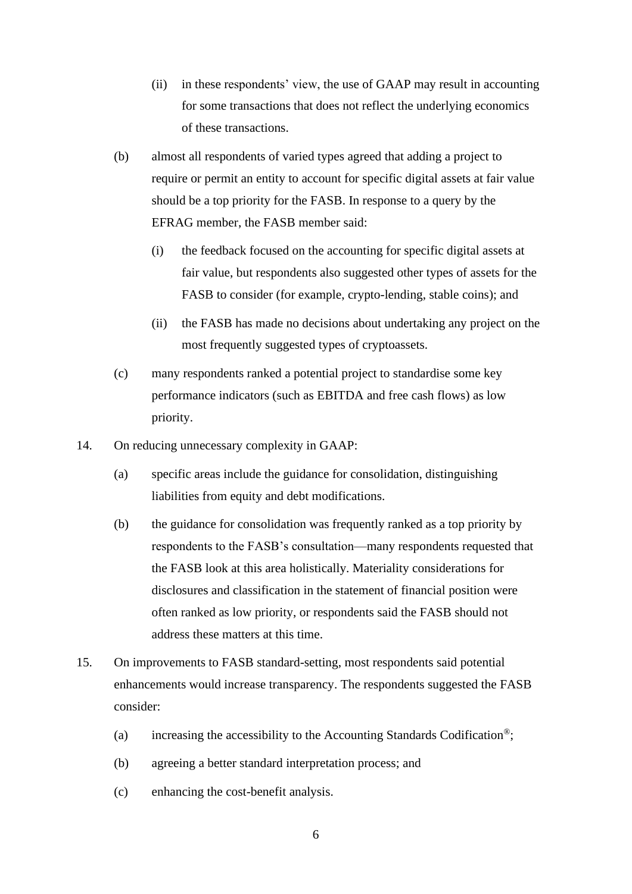- (ii) in these respondents' view, the use of GAAP may result in accounting for some transactions that does not reflect the underlying economics of these transactions.

- (b) almost all respondents of varied types agreed that adding a project to require or permit an entity to account for specific digital assets at fair value should be a top priority for the FASB. In response to a query by the EFRAG member, the FASB member said:
   - (i) the feedback focused on the accounting for specific digital assets at fair value, but respondents also suggested other types of assets for the FASB to consider (for example, crypto-lending, stable coins); and
   - (ii) the FASB has made no decisions about undertaking any project on the most frequently suggested types of cryptoassets.
- (c) many respondents ranked a potential project to standardise some key performance indicators (such as EBITDA and free cash flows) as low priority.

14. On reducing unnecessary complexity in GAAP:
   - (a) specific areas include the guidance for consolidation, distinguishing liabilities from equity and debt modifications.
   - (b) the guidance for consolidation was frequently ranked as a top priority by respondents to the FASB's consultation—many respondents requested that the FASB look at this area holistically. Materiality considerations for disclosures and classification in the statement of financial position were often ranked as low priority, or respondents said the FASB should not address these matters at this time.

15. On improvements to FASB standard-setting, most respondents said potential enhancements would increase transparency. The respondents suggested the FASB consider:
   - (a) increasing the accessibility to the Accounting Standards Codification®;
   - (b) agreeing a better standard interpretation process; and
   - (c) enhancing the cost-benefit analysis.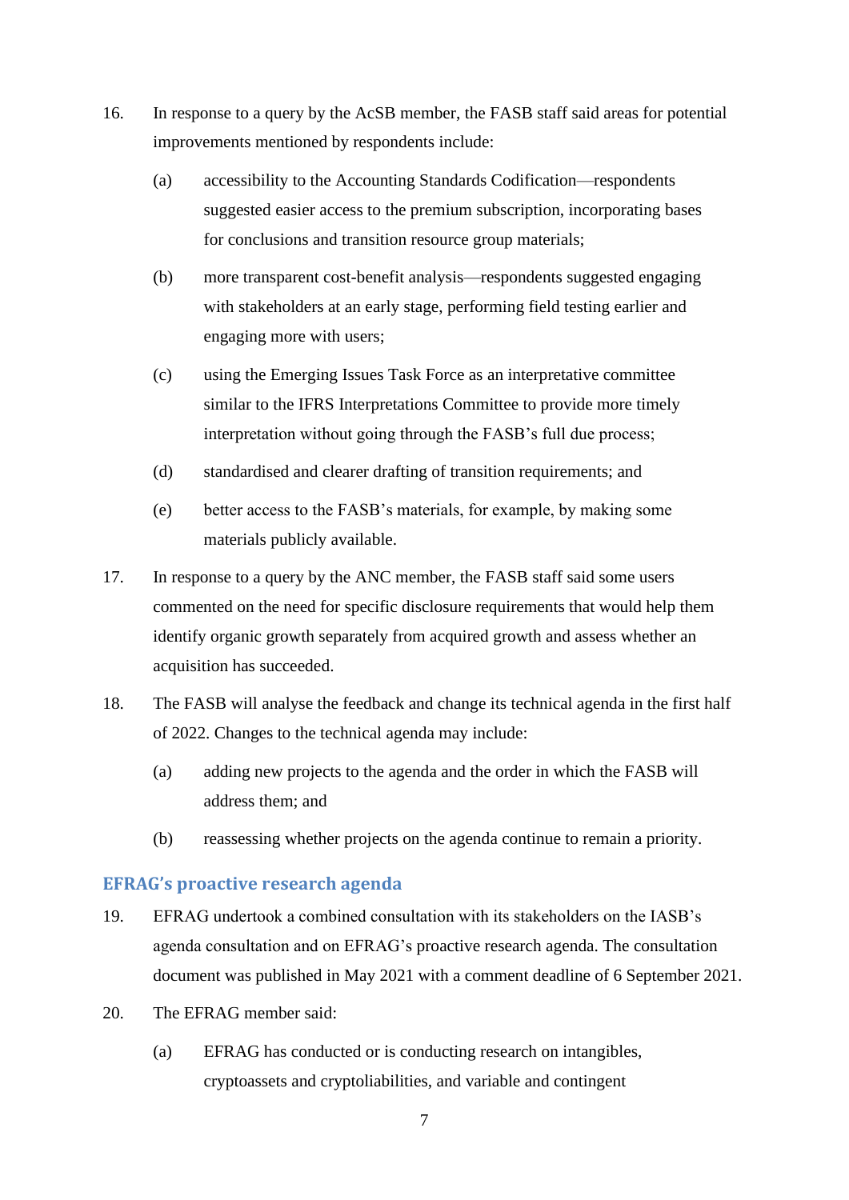16. In response to a query by the AcSB member, the FASB staff said areas for potential improvements mentioned by respondents include:

    (a) accessibility to the Accounting Standards Codification—respondents suggested easier access to the premium subscription, incorporating bases for conclusions and transition resource group materials;

    (b) more transparent cost-benefit analysis—respondents suggested engaging with stakeholders at an early stage, performing field testing earlier and engaging more with users;

    (c) using the Emerging Issues Task Force as an interpretative committee similar to the IFRS Interpretations Committee to provide more timely interpretation without going through the FASB's full due process;

    (d) standardised and clearer drafting of transition requirements; and

    (e) better access to the FASB's materials, for example, by making some materials publicly available.

17. In response to a query by the ANC member, the FASB staff said some users commented on the need for specific disclosure requirements that would help them identify organic growth separately from acquired growth and assess whether an acquisition has succeeded.

18. The FASB will analyse the feedback and change its technical agenda in the first half of 2022. Changes to the technical agenda may include:

    (a) adding new projects to the agenda and the order in which the FASB will address them; and

    (b) reassessing whether projects on the agenda continue to remain a priority.

## EFRAG's proactive research agenda

19. EFRAG undertook a combined consultation with its stakeholders on the IASB's agenda consultation and on EFRAG's proactive research agenda. The consultation document was published in May 2021 with a comment deadline of 6 September 2021.

20. The EFRAG member said:

    (a) EFRAG has conducted or is conducting research on intangibles, cryptoassets and cryptoliabilities, and variable and contingent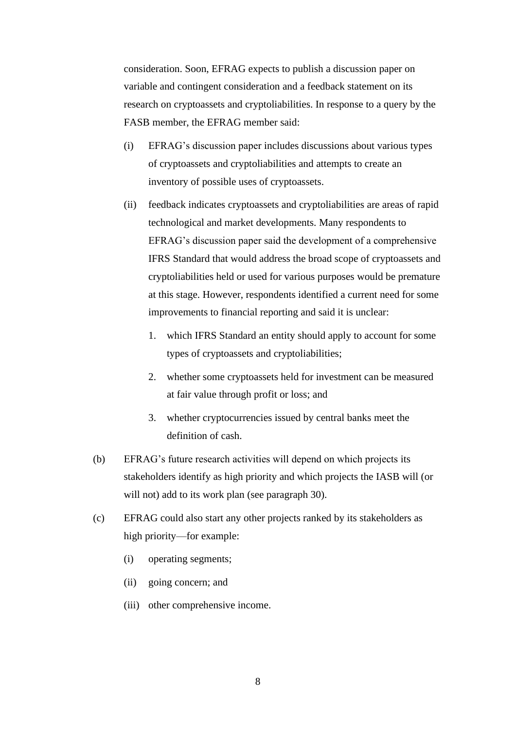consideration. Soon, EFRAG expects to publish a discussion paper on variable and contingent consideration and a feedback statement on its research on cryptoassets and cryptoliabilities. In response to a query by the FASB member, the EFRAG member said:

(i) EFRAG's discussion paper includes discussions about various types of cryptoassets and cryptoliabilities and attempts to create an inventory of possible uses of cryptoassets.

(ii) feedback indicates cryptoassets and cryptoliabilities are areas of rapid technological and market developments. Many respondents to EFRAG's discussion paper said the development of a comprehensive IFRS Standard that would address the broad scope of cryptoassets and cryptoliabilities held or used for various purposes would be premature at this stage. However, respondents identified a current need for some improvements to financial reporting and said it is unclear:

1. which IFRS Standard an entity should apply to account for some types of cryptoassets and cryptoliabilities;

2. whether some cryptoassets held for investment can be measured at fair value through profit or loss; and

3. whether cryptocurrencies issued by central banks meet the definition of cash.

(b) EFRAG's future research activities will depend on which projects its stakeholders identify as high priority and which projects the IASB will (or will not) add to its work plan (see paragraph 30).

(c) EFRAG could also start any other projects ranked by its stakeholders as high priority—for example:

(i) operating segments;

(ii) going concern; and

(iii) other comprehensive income.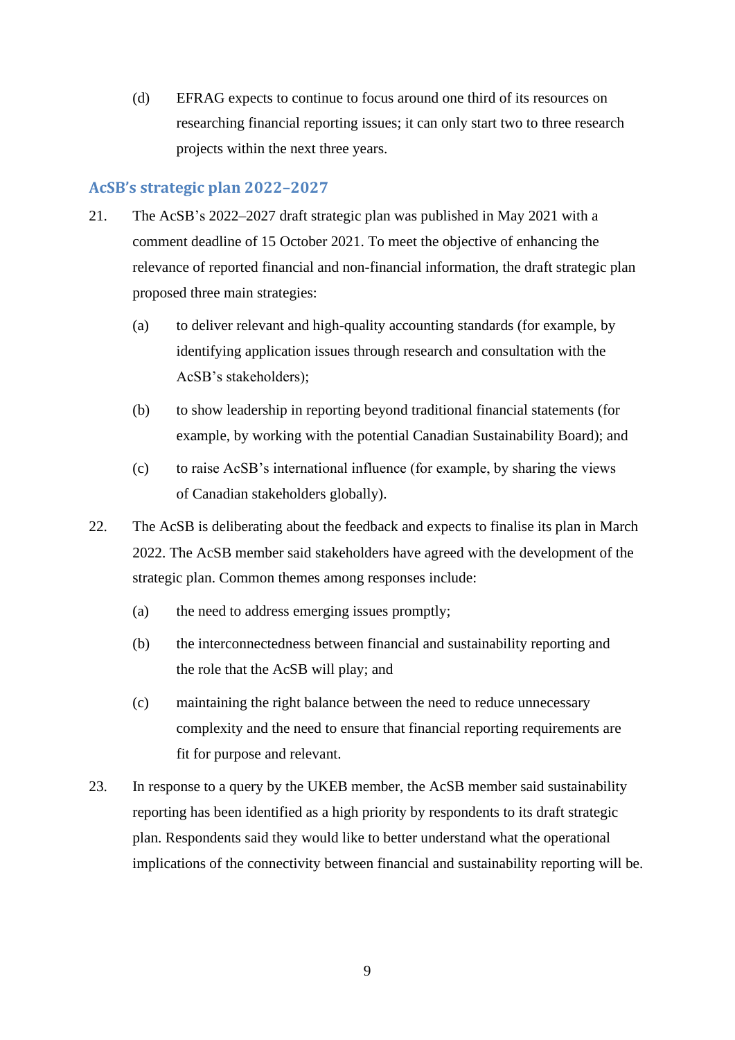(d) EFRAG expects to continue to focus around one third of its resources on researching financial reporting issues; it can only start two to three research projects within the next three years.

## AcSB's strategic plan 2022–2027

21. The AcSB's 2022–2027 draft strategic plan was published in May 2021 with a comment deadline of 15 October 2021. To meet the objective of enhancing the relevance of reported financial and non-financial information, the draft strategic plan proposed three main strategies:

    (a) to deliver relevant and high-quality accounting standards (for example, by identifying application issues through research and consultation with the AcSB's stakeholders);

    (b) to show leadership in reporting beyond traditional financial statements (for example, by working with the potential Canadian Sustainability Board); and

    (c) to raise AcSB's international influence (for example, by sharing the views of Canadian stakeholders globally).

22. The AcSB is deliberating about the feedback and expects to finalise its plan in March 2022. The AcSB member said stakeholders have agreed with the development of the strategic plan. Common themes among responses include:

    (a) the need to address emerging issues promptly;

    (b) the interconnectedness between financial and sustainability reporting and the role that the AcSB will play; and

    (c) maintaining the right balance between the need to reduce unnecessary complexity and the need to ensure that financial reporting requirements are fit for purpose and relevant.

23. In response to a query by the UKEB member, the AcSB member said sustainability reporting has been identified as a high priority by respondents to its draft strategic plan. Respondents said they would like to better understand what the operational implications of the connectivity between financial and sustainability reporting will be.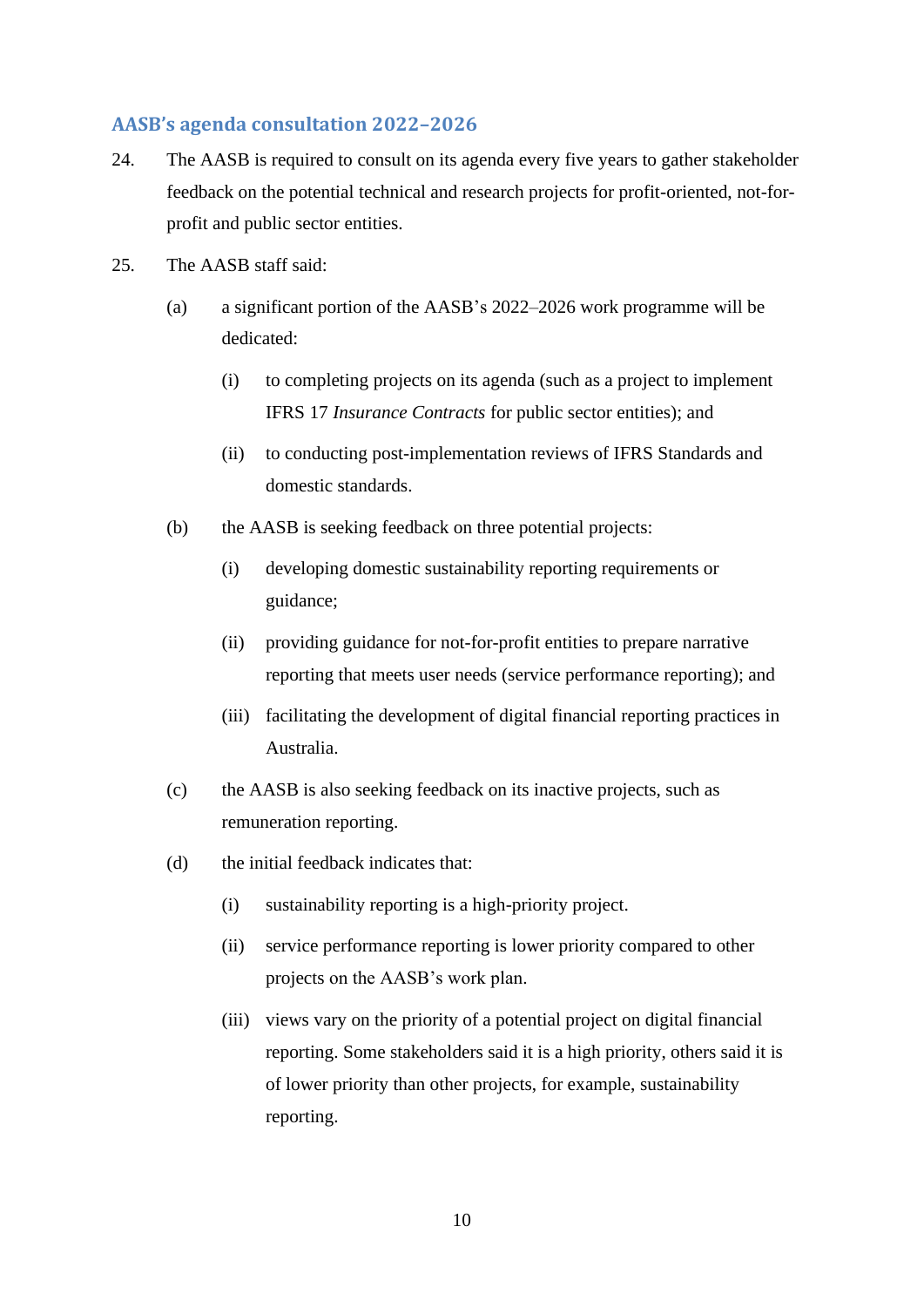## AASB's agenda consultation 2022–2026

24. The AASB is required to consult on its agenda every five years to gather stakeholder feedback on the potential technical and research projects for profit-oriented, not-for-profit and public sector entities.

25. The AASB staff said:

    (a) a significant portion of the AASB's 2022–2026 work programme will be dedicated:

        (i) to completing projects on its agenda (such as a project to implement IFRS 17 *Insurance Contracts* for public sector entities); and

        (ii) to conducting post-implementation reviews of IFRS Standards and domestic standards.

    (b) the AASB is seeking feedback on three potential projects:

        (i) developing domestic sustainability reporting requirements or guidance;

        (ii) providing guidance for not-for-profit entities to prepare narrative reporting that meets user needs (service performance reporting); and

        (iii) facilitating the development of digital financial reporting practices in Australia.

    (c) the AASB is also seeking feedback on its inactive projects, such as remuneration reporting.

    (d) the initial feedback indicates that:

        (i) sustainability reporting is a high-priority project.

        (ii) service performance reporting is lower priority compared to other projects on the AASB's work plan.

        (iii) views vary on the priority of a potential project on digital financial reporting. Some stakeholders said it is a high priority, others said it is of lower priority than other projects, for example, sustainability reporting.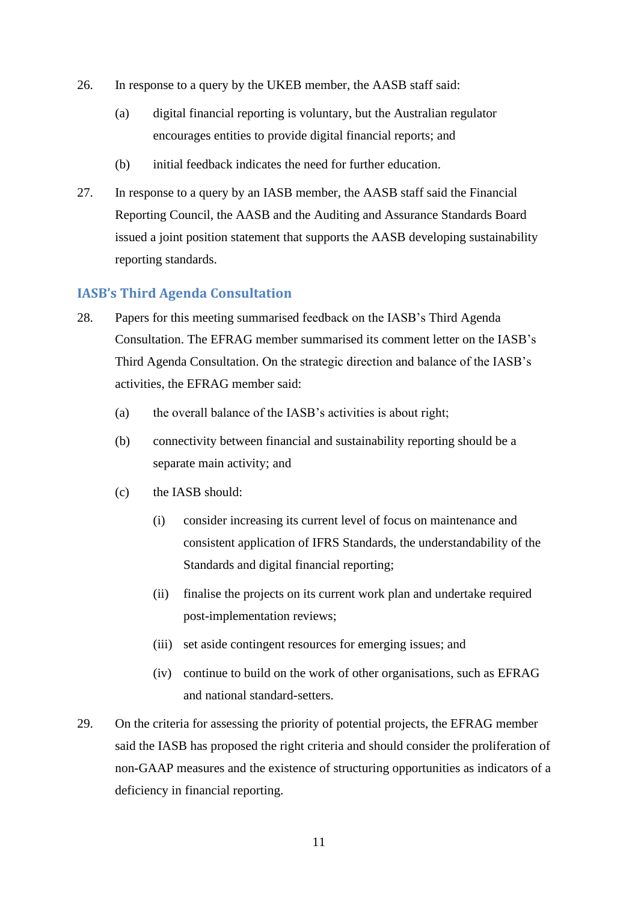26. In response to a query by the UKEB member, the AASB staff said:

    (a) digital financial reporting is voluntary, but the Australian regulator encourages entities to provide digital financial reports; and

    (b) initial feedback indicates the need for further education.

27. In response to a query by an IASB member, the AASB staff said the Financial Reporting Council, the AASB and the Auditing and Assurance Standards Board issued a joint position statement that supports the AASB developing sustainability reporting standards.

## IASB's Third Agenda Consultation

28. Papers for this meeting summarised feedback on the IASB's Third Agenda Consultation. The EFRAG member summarised its comment letter on the IASB's Third Agenda Consultation. On the strategic direction and balance of the IASB's activities, the EFRAG member said:

    (a) the overall balance of the IASB's activities is about right;

    (b) connectivity between financial and sustainability reporting should be a separate main activity; and

    (c) the IASB should:

        (i) consider increasing its current level of focus on maintenance and consistent application of IFRS Standards, the understandability of the Standards and digital financial reporting;

        (ii) finalise the projects on its current work plan and undertake required post-implementation reviews;

        (iii) set aside contingent resources for emerging issues; and

        (iv) continue to build on the work of other organisations, such as EFRAG and national standard-setters.

29. On the criteria for assessing the priority of potential projects, the EFRAG member said the IASB has proposed the right criteria and should consider the proliferation of non-GAAP measures and the existence of structuring opportunities as indicators of a deficiency in financial reporting.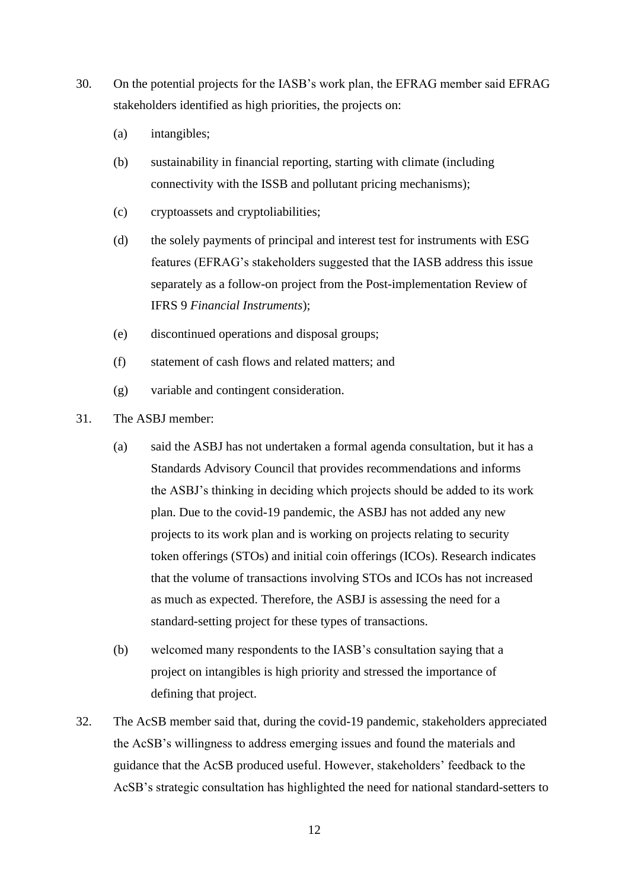30. On the potential projects for the IASB's work plan, the EFRAG member said EFRAG stakeholders identified as high priorities, the projects on:

    (a) intangibles;

    (b) sustainability in financial reporting, starting with climate (including connectivity with the ISSB and pollutant pricing mechanisms);

    (c) cryptoassets and cryptoliabilities;

    (d) the solely payments of principal and interest test for instruments with ESG features (EFRAG's stakeholders suggested that the IASB address this issue separately as a follow-on project from the Post-implementation Review of IFRS 9 *Financial Instruments*);

    (e) discontinued operations and disposal groups;

    (f) statement of cash flows and related matters; and

    (g) variable and contingent consideration.

31. The ASBJ member:

    (a) said the ASBJ has not undertaken a formal agenda consultation, but it has a Standards Advisory Council that provides recommendations and informs the ASBJ's thinking in deciding which projects should be added to its work plan. Due to the covid-19 pandemic, the ASBJ has not added any new projects to its work plan and is working on projects relating to security token offerings (STOs) and initial coin offerings (ICOs). Research indicates that the volume of transactions involving STOs and ICOs has not increased as much as expected. Therefore, the ASBJ is assessing the need for a standard-setting project for these types of transactions.

    (b) welcomed many respondents to the IASB's consultation saying that a project on intangibles is high priority and stressed the importance of defining that project.

32. The AcSB member said that, during the covid-19 pandemic, stakeholders appreciated the AcSB's willingness to address emerging issues and found the materials and guidance that the AcSB produced useful. However, stakeholders' feedback to the AcSB's strategic consultation has highlighted the need for national standard-setters to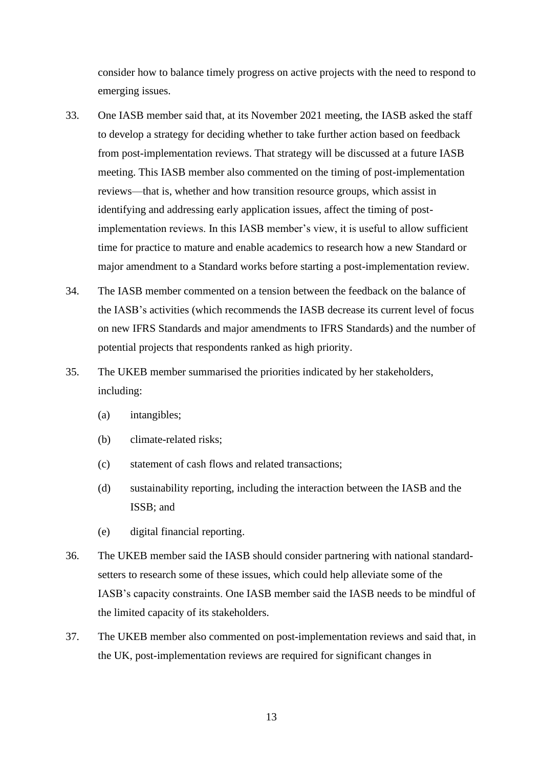consider how to balance timely progress on active projects with the need to respond to emerging issues.

33. One IASB member said that, at its November 2021 meeting, the IASB asked the staff to develop a strategy for deciding whether to take further action based on feedback from post-implementation reviews. That strategy will be discussed at a future IASB meeting. This IASB member also commented on the timing of post-implementation reviews—that is, whether and how transition resource groups, which assist in identifying and addressing early application issues, affect the timing of post-implementation reviews. In this IASB member's view, it is useful to allow sufficient time for practice to mature and enable academics to research how a new Standard or major amendment to a Standard works before starting a post-implementation review.

34. The IASB member commented on a tension between the feedback on the balance of the IASB's activities (which recommends the IASB decrease its current level of focus on new IFRS Standards and major amendments to IFRS Standards) and the number of potential projects that respondents ranked as high priority.

35. The UKEB member summarised the priorities indicated by her stakeholders, including:

    (a) intangibles;

    (b) climate-related risks;

    (c) statement of cash flows and related transactions;

    (d) sustainability reporting, including the interaction between the IASB and the ISSB; and

    (e) digital financial reporting.

36. The UKEB member said the IASB should consider partnering with national standard-setters to research some of these issues, which could help alleviate some of the IASB's capacity constraints. One IASB member said the IASB needs to be mindful of the limited capacity of its stakeholders.

37. The UKEB member also commented on post-implementation reviews and said that, in the UK, post-implementation reviews are required for significant changes in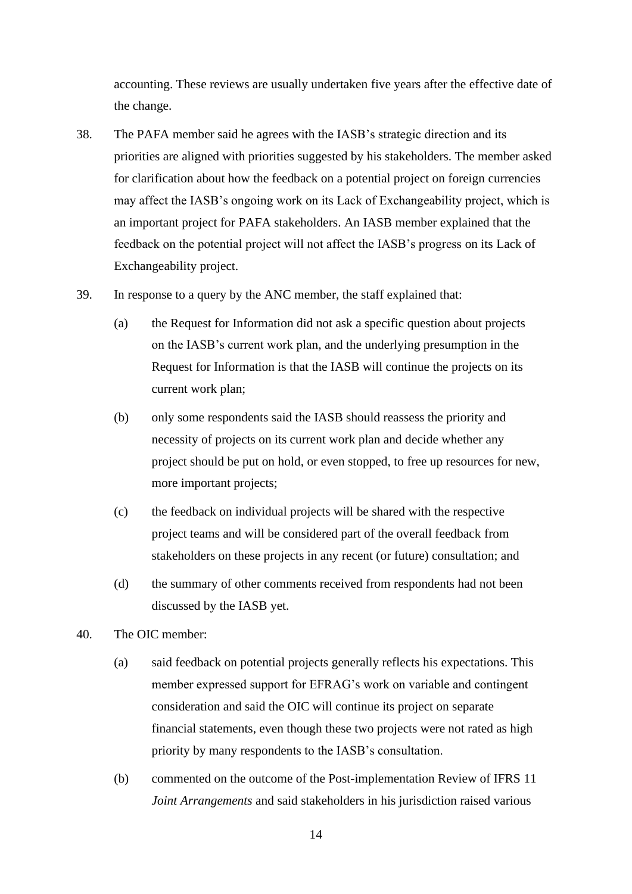accounting. These reviews are usually undertaken five years after the effective date of the change.

38. The PAFA member said he agrees with the IASB's strategic direction and its priorities are aligned with priorities suggested by his stakeholders. The member asked for clarification about how the feedback on a potential project on foreign currencies may affect the IASB's ongoing work on its Lack of Exchangeability project, which is an important project for PAFA stakeholders. An IASB member explained that the feedback on the potential project will not affect the IASB's progress on its Lack of Exchangeability project.

39. In response to a query by the ANC member, the staff explained that:

    (a) the Request for Information did not ask a specific question about projects on the IASB's current work plan, and the underlying presumption in the Request for Information is that the IASB will continue the projects on its current work plan;

    (b) only some respondents said the IASB should reassess the priority and necessity of projects on its current work plan and decide whether any project should be put on hold, or even stopped, to free up resources for new, more important projects;

    (c) the feedback on individual projects will be shared with the respective project teams and will be considered part of the overall feedback from stakeholders on these projects in any recent (or future) consultation; and

    (d) the summary of other comments received from respondents had not been discussed by the IASB yet.

40. The OIC member:

    (a) said feedback on potential projects generally reflects his expectations. This member expressed support for EFRAG's work on variable and contingent consideration and said the OIC will continue its project on separate financial statements, even though these two projects were not rated as high priority by many respondents to the IASB's consultation.

    (b) commented on the outcome of the Post-implementation Review of IFRS 11 *Joint Arrangements* and said stakeholders in his jurisdiction raised various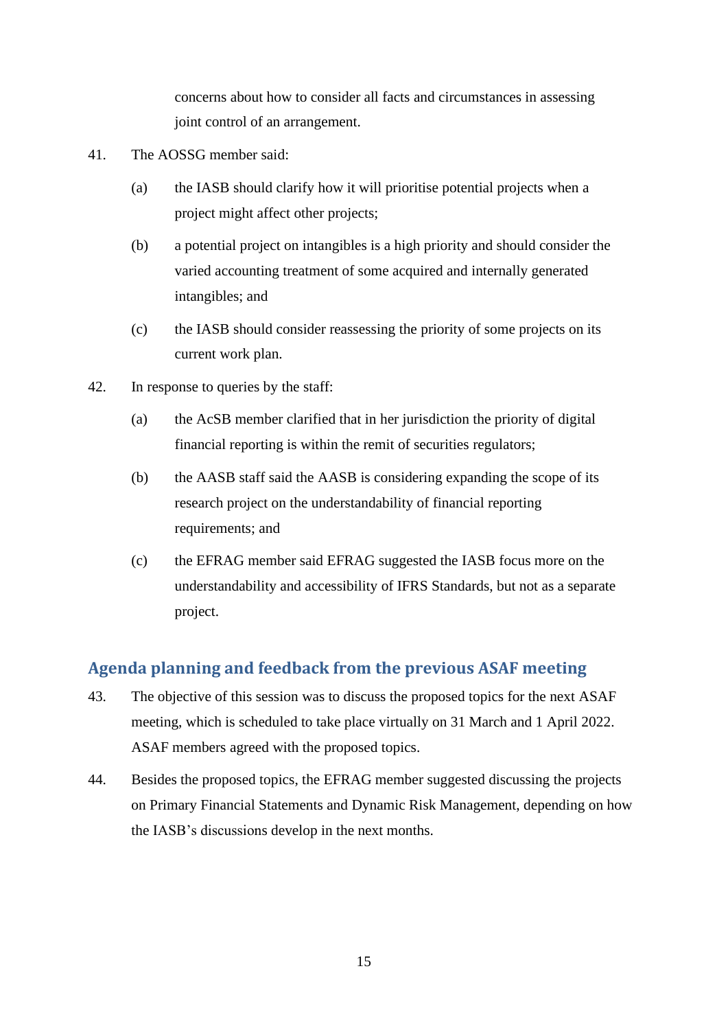concerns about how to consider all facts and circumstances in assessing joint control of an arrangement.

41. The AOSSG member said:

    (a) the IASB should clarify how it will prioritise potential projects when a project might affect other projects;

    (b) a potential project on intangibles is a high priority and should consider the varied accounting treatment of some acquired and internally generated intangibles; and

    (c) the IASB should consider reassessing the priority of some projects on its current work plan.

42. In response to queries by the staff:

    (a) the AcSB member clarified that in her jurisdiction the priority of digital financial reporting is within the remit of securities regulators;

    (b) the AASB staff said the AASB is considering expanding the scope of its research project on the understandability of financial reporting requirements; and

    (c) the EFRAG member said EFRAG suggested the IASB focus more on the understandability and accessibility of IFRS Standards, but not as a separate project.

## Agenda planning and feedback from the previous ASAF meeting

43. The objective of this session was to discuss the proposed topics for the next ASAF meeting, which is scheduled to take place virtually on 31 March and 1 April 2022. ASAF members agreed with the proposed topics.

44. Besides the proposed topics, the EFRAG member suggested discussing the projects on Primary Financial Statements and Dynamic Risk Management, depending on how the IASB's discussions develop in the next months.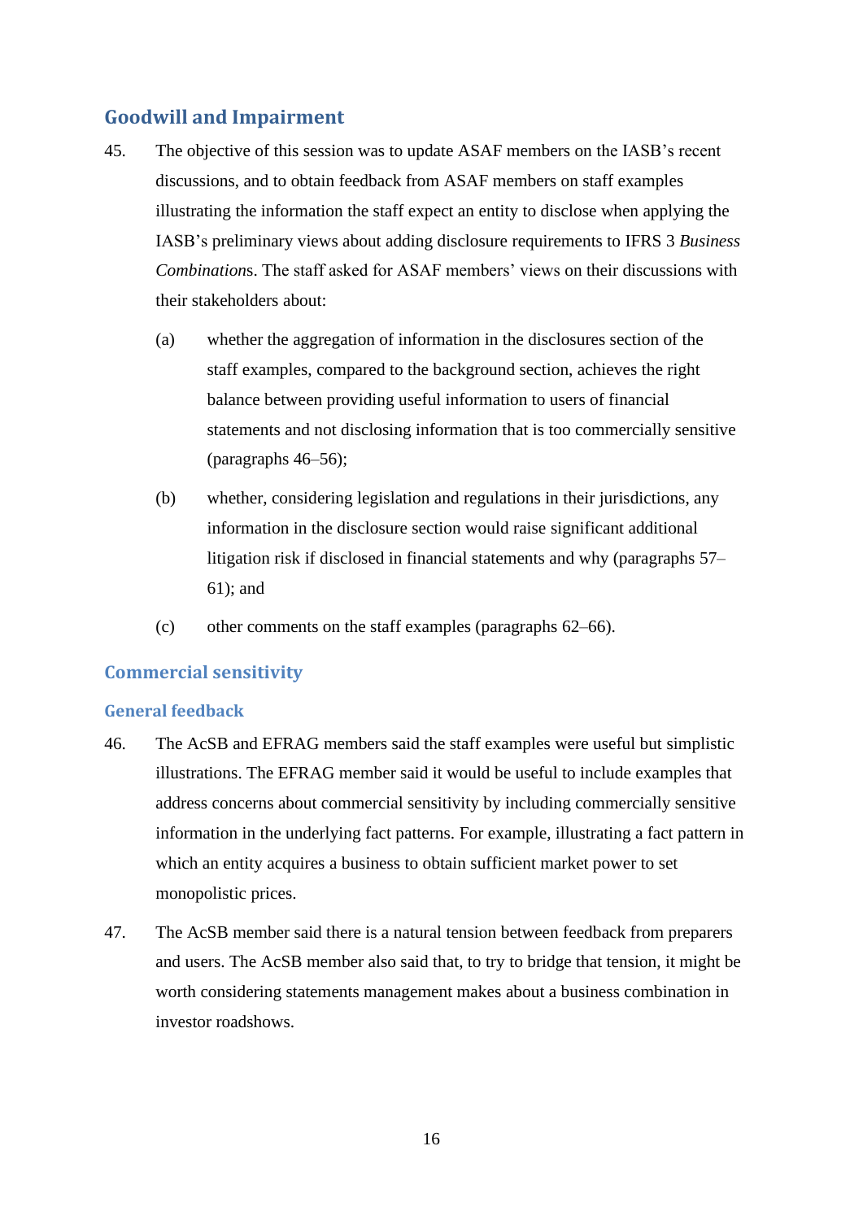## Goodwill and Impairment

45. The objective of this session was to update ASAF members on the IASB's recent discussions, and to obtain feedback from ASAF members on staff examples illustrating the information the staff expect an entity to disclose when applying the IASB's preliminary views about adding disclosure requirements to IFRS 3 *Business Combinations*. The staff asked for ASAF members' views on their discussions with their stakeholders about:

    (a) whether the aggregation of information in the disclosures section of the staff examples, compared to the background section, achieves the right balance between providing useful information to users of financial statements and not disclosing information that is too commercially sensitive (paragraphs 46–56);

    (b) whether, considering legislation and regulations in their jurisdictions, any information in the disclosure section would raise significant additional litigation risk if disclosed in financial statements and why (paragraphs 57–61); and

    (c) other comments on the staff examples (paragraphs 62–66).

### Commercial sensitivity

#### General feedback

46. The AcSB and EFRAG members said the staff examples were useful but simplistic illustrations. The EFRAG member said it would be useful to include examples that address concerns about commercial sensitivity by including commercially sensitive information in the underlying fact patterns. For example, illustrating a fact pattern in which an entity acquires a business to obtain sufficient market power to set monopolistic prices.

47. The AcSB member said there is a natural tension between feedback from preparers and users. The AcSB member also said that, to try to bridge that tension, it might be worth considering statements management makes about a business combination in investor roadshows.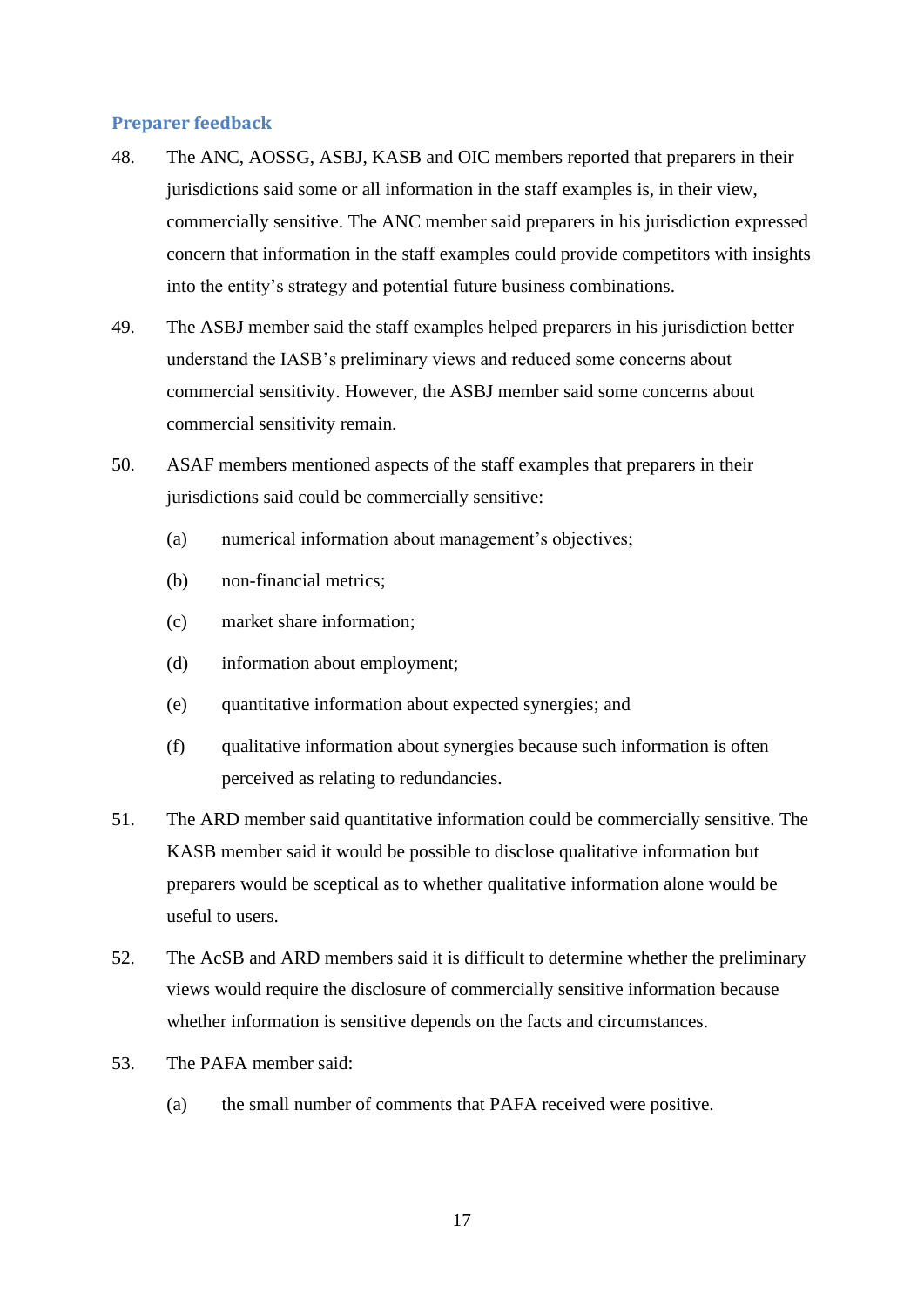### Preparer feedback

48. The ANC, AOSSG, ASBJ, KASB and OIC members reported that preparers in their jurisdictions said some or all information in the staff examples is, in their view, commercially sensitive. The ANC member said preparers in his jurisdiction expressed concern that information in the staff examples could provide competitors with insights into the entity's strategy and potential future business combinations.

49. The ASBJ member said the staff examples helped preparers in his jurisdiction better understand the IASB's preliminary views and reduced some concerns about commercial sensitivity. However, the ASBJ member said some concerns about commercial sensitivity remain.

50. ASAF members mentioned aspects of the staff examples that preparers in their jurisdictions said could be commercially sensitive:

    (a) numerical information about management's objectives;

    (b) non-financial metrics;

    (c) market share information;

    (d) information about employment;

    (e) quantitative information about expected synergies; and

    (f) qualitative information about synergies because such information is often perceived as relating to redundancies.

51. The ARD member said quantitative information could be commercially sensitive. The KASB member said it would be possible to disclose qualitative information but preparers would be sceptical as to whether qualitative information alone would be useful to users.

52. The AcSB and ARD members said it is difficult to determine whether the preliminary views would require the disclosure of commercially sensitive information because whether information is sensitive depends on the facts and circumstances.

53. The PAFA member said:

    (a) the small number of comments that PAFA received were positive.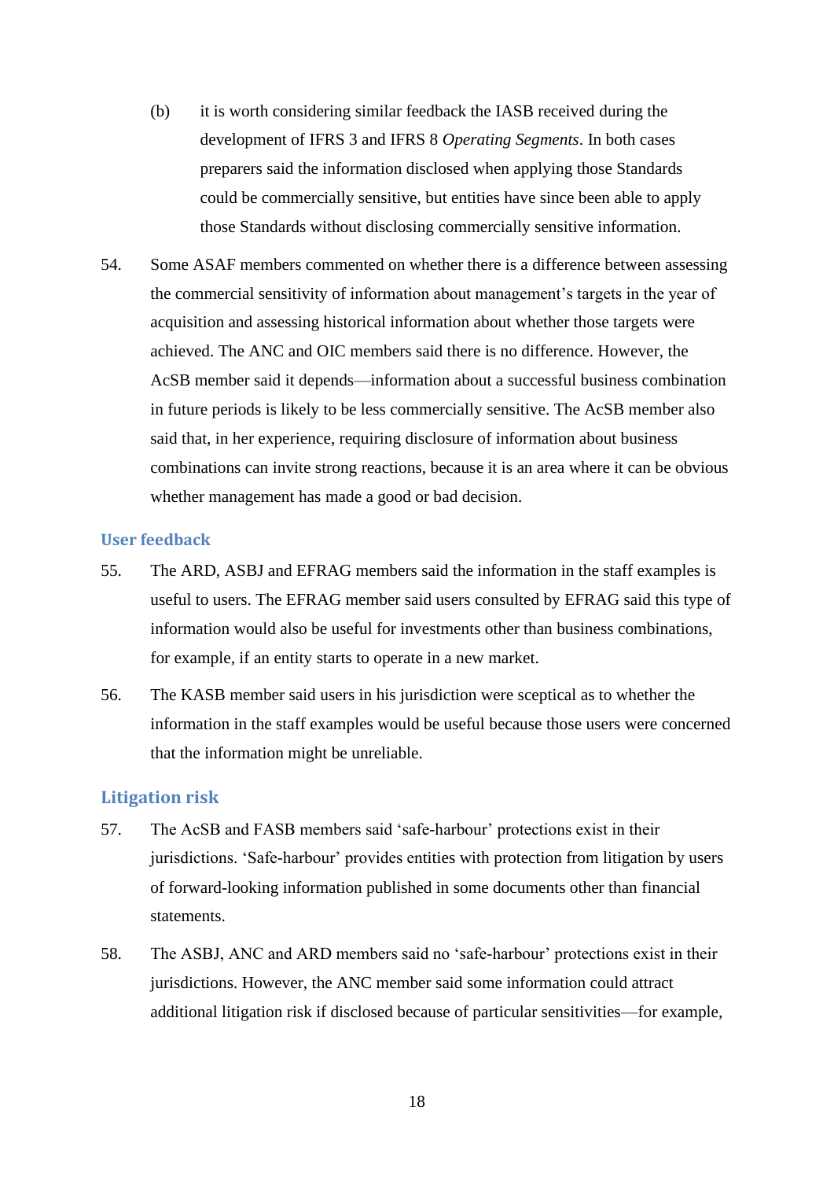(b) it is worth considering similar feedback the IASB received during the development of IFRS 3 and IFRS 8 *Operating Segments*. In both cases preparers said the information disclosed when applying those Standards could be commercially sensitive, but entities have since been able to apply those Standards without disclosing commercially sensitive information.

54. Some ASAF members commented on whether there is a difference between assessing the commercial sensitivity of information about management's targets in the year of acquisition and assessing historical information about whether those targets were achieved. The ANC and OIC members said there is no difference. However, the AcSB member said it depends—information about a successful business combination in future periods is likely to be less commercially sensitive. The AcSB member also said that, in her experience, requiring disclosure of information about business combinations can invite strong reactions, because it is an area where it can be obvious whether management has made a good or bad decision.

### User feedback

55. The ARD, ASBJ and EFRAG members said the information in the staff examples is useful to users. The EFRAG member said users consulted by EFRAG said this type of information would also be useful for investments other than business combinations, for example, if an entity starts to operate in a new market.

56. The KASB member said users in his jurisdiction were sceptical as to whether the information in the staff examples would be useful because those users were concerned that the information might be unreliable.

### Litigation risk

57. The AcSB and FASB members said 'safe-harbour' protections exist in their jurisdictions. 'Safe-harbour' provides entities with protection from litigation by users of forward-looking information published in some documents other than financial statements.

58. The ASBJ, ANC and ARD members said no 'safe-harbour' protections exist in their jurisdictions. However, the ANC member said some information could attract additional litigation risk if disclosed because of particular sensitivities—for example,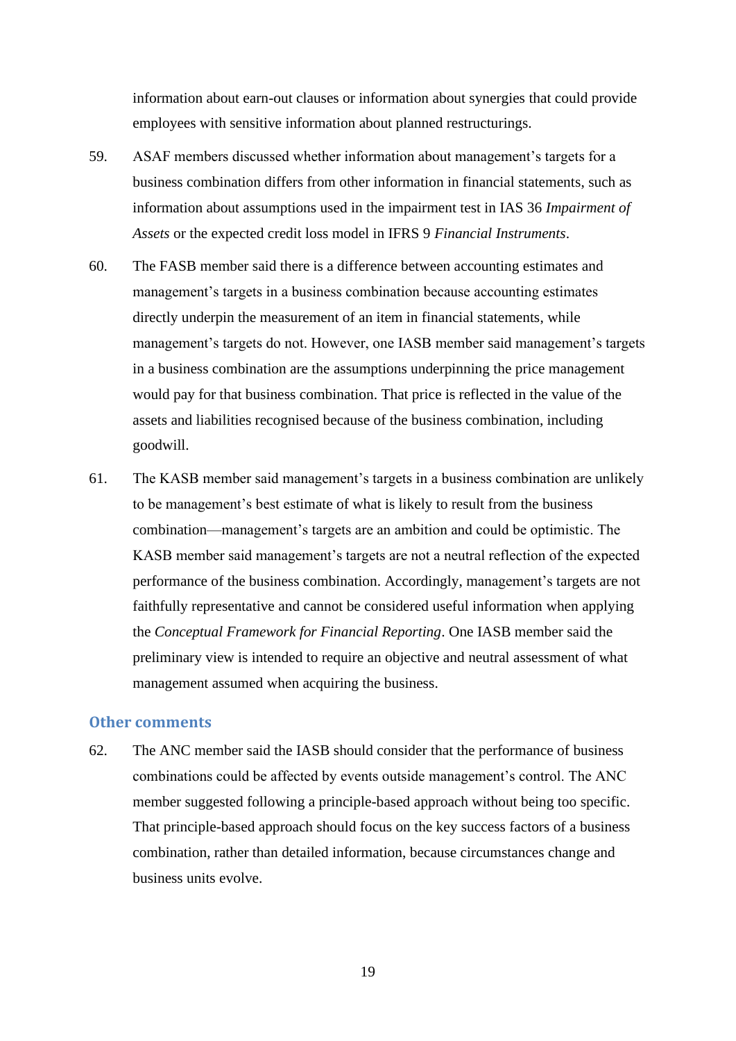information about earn-out clauses or information about synergies that could provide employees with sensitive information about planned restructurings.

59. ASAF members discussed whether information about management's targets for a business combination differs from other information in financial statements, such as information about assumptions used in the impairment test in IAS 36 *Impairment of Assets* or the expected credit loss model in IFRS 9 *Financial Instruments*.

60. The FASB member said there is a difference between accounting estimates and management's targets in a business combination because accounting estimates directly underpin the measurement of an item in financial statements, while management's targets do not. However, one IASB member said management's targets in a business combination are the assumptions underpinning the price management would pay for that business combination. That price is reflected in the value of the assets and liabilities recognised because of the business combination, including goodwill.

61. The KASB member said management's targets in a business combination are unlikely to be management's best estimate of what is likely to result from the business combination—management's targets are an ambition and could be optimistic. The KASB member said management's targets are not a neutral reflection of the expected performance of the business combination. Accordingly, management's targets are not faithfully representative and cannot be considered useful information when applying the *Conceptual Framework for Financial Reporting*. One IASB member said the preliminary view is intended to require an objective and neutral assessment of what management assumed when acquiring the business.

### Other comments

62. The ANC member said the IASB should consider that the performance of business combinations could be affected by events outside management's control. The ANC member suggested following a principle-based approach without being too specific. That principle-based approach should focus on the key success factors of a business combination, rather than detailed information, because circumstances change and business units evolve.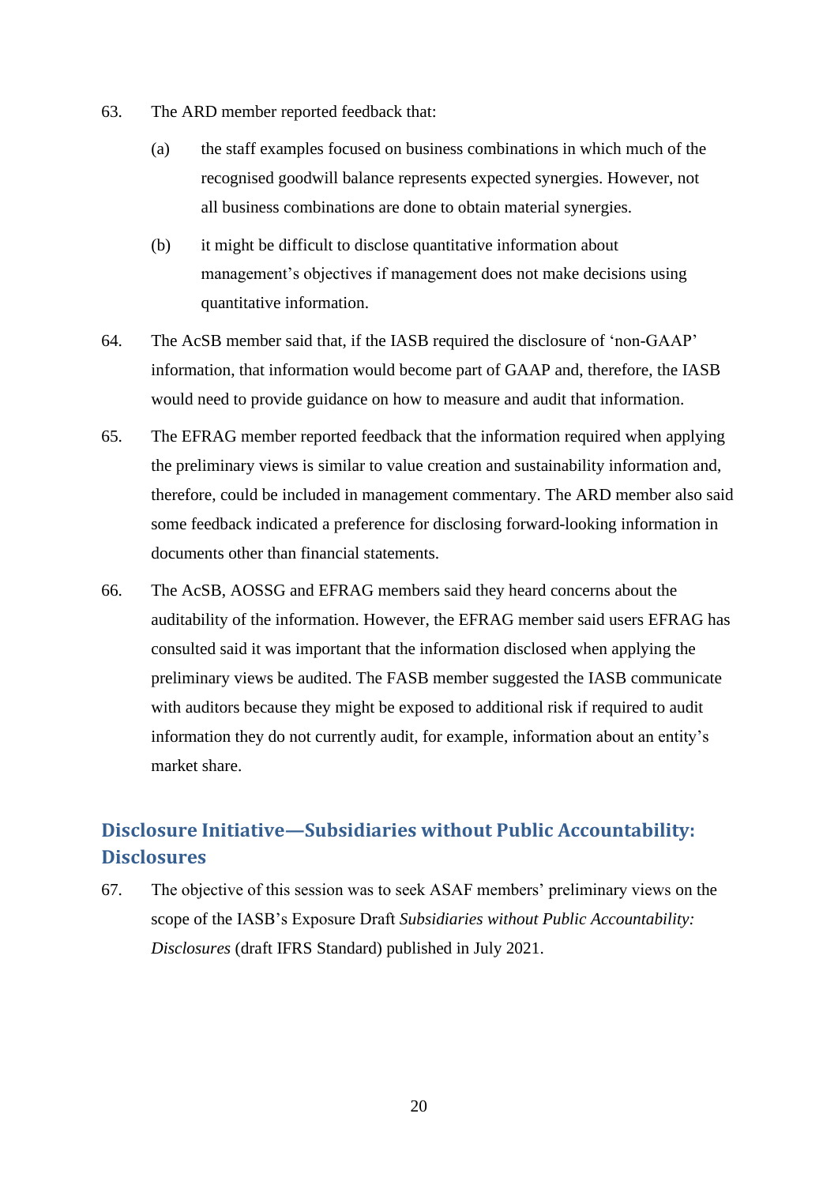63. The ARD member reported feedback that:

    (a) the staff examples focused on business combinations in which much of the recognised goodwill balance represents expected synergies. However, not all business combinations are done to obtain material synergies.

    (b) it might be difficult to disclose quantitative information about management's objectives if management does not make decisions using quantitative information.

64. The AcSB member said that, if the IASB required the disclosure of 'non-GAAP' information, that information would become part of GAAP and, therefore, the IASB would need to provide guidance on how to measure and audit that information.

65. The EFRAG member reported feedback that the information required when applying the preliminary views is similar to value creation and sustainability information and, therefore, could be included in management commentary. The ARD member also said some feedback indicated a preference for disclosing forward-looking information in documents other than financial statements.

66. The AcSB, AOSSG and EFRAG members said they heard concerns about the auditability of the information. However, the EFRAG member said users EFRAG has consulted said it was important that the information disclosed when applying the preliminary views be audited. The FASB member suggested the IASB communicate with auditors because they might be exposed to additional risk if required to audit information they do not currently audit, for example, information about an entity's market share.

## Disclosure Initiative—Subsidiaries without Public Accountability: Disclosures

67. The objective of this session was to seek ASAF members' preliminary views on the scope of the IASB's Exposure Draft *Subsidiaries without Public Accountability: Disclosures* (draft IFRS Standard) published in July 2021.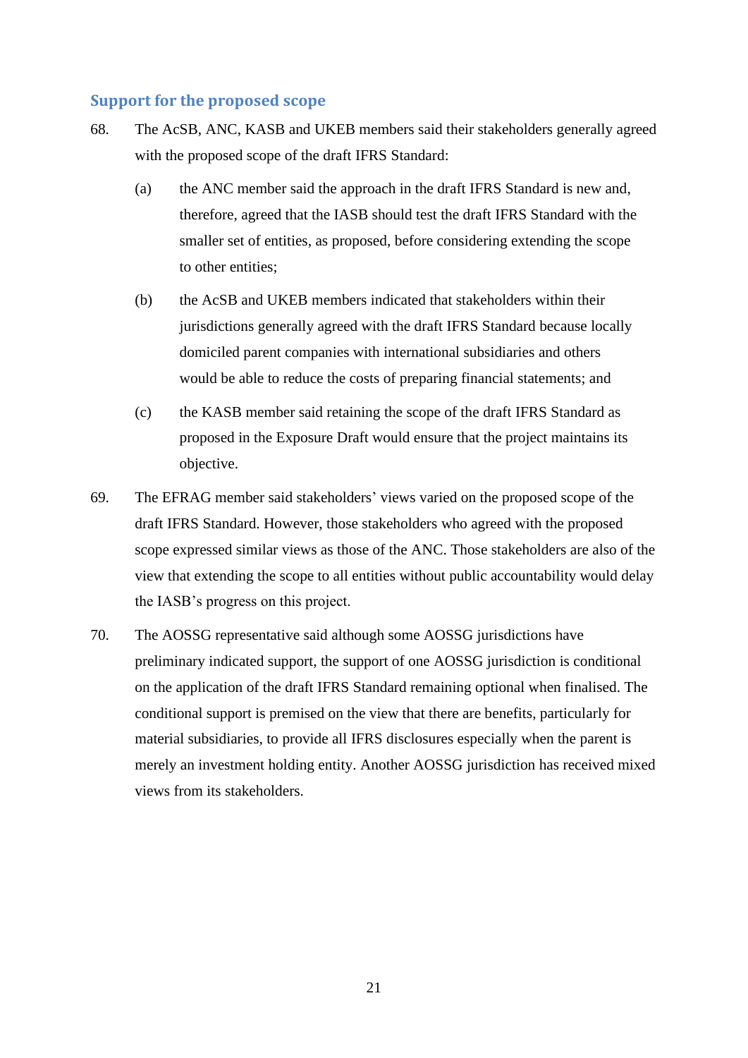### Support for the proposed scope

68. The AcSB, ANC, KASB and UKEB members said their stakeholders generally agreed with the proposed scope of the draft IFRS Standard:

    (a) the ANC member said the approach in the draft IFRS Standard is new and, therefore, agreed that the IASB should test the draft IFRS Standard with the smaller set of entities, as proposed, before considering extending the scope to other entities;

    (b) the AcSB and UKEB members indicated that stakeholders within their jurisdictions generally agreed with the draft IFRS Standard because locally domiciled parent companies with international subsidiaries and others would be able to reduce the costs of preparing financial statements; and

    (c) the KASB member said retaining the scope of the draft IFRS Standard as proposed in the Exposure Draft would ensure that the project maintains its objective.

69. The EFRAG member said stakeholders' views varied on the proposed scope of the draft IFRS Standard. However, those stakeholders who agreed with the proposed scope expressed similar views as those of the ANC. Those stakeholders are also of the view that extending the scope to all entities without public accountability would delay the IASB's progress on this project.

70. The AOSSG representative said although some AOSSG jurisdictions have preliminary indicated support, the support of one AOSSG jurisdiction is conditional on the application of the draft IFRS Standard remaining optional when finalised. The conditional support is premised on the view that there are benefits, particularly for material subsidiaries, to provide all IFRS disclosures especially when the parent is merely an investment holding entity. Another AOSSG jurisdiction has received mixed views from its stakeholders.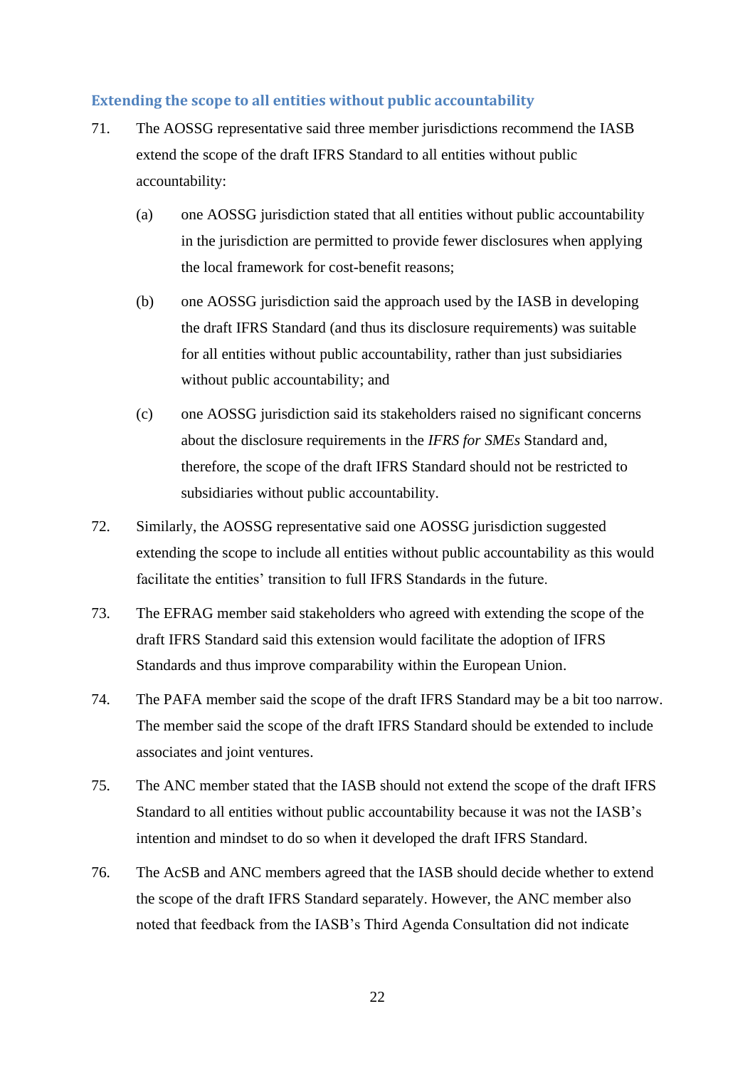### Extending the scope to all entities without public accountability

71. The AOSSG representative said three member jurisdictions recommend the IASB extend the scope of the draft IFRS Standard to all entities without public accountability:

    (a) one AOSSG jurisdiction stated that all entities without public accountability in the jurisdiction are permitted to provide fewer disclosures when applying the local framework for cost-benefit reasons;

    (b) one AOSSG jurisdiction said the approach used by the IASB in developing the draft IFRS Standard (and thus its disclosure requirements) was suitable for all entities without public accountability, rather than just subsidiaries without public accountability; and

    (c) one AOSSG jurisdiction said its stakeholders raised no significant concerns about the disclosure requirements in the *IFRS for SMEs* Standard and, therefore, the scope of the draft IFRS Standard should not be restricted to subsidiaries without public accountability.

72. Similarly, the AOSSG representative said one AOSSG jurisdiction suggested extending the scope to include all entities without public accountability as this would facilitate the entities' transition to full IFRS Standards in the future.

73. The EFRAG member said stakeholders who agreed with extending the scope of the draft IFRS Standard said this extension would facilitate the adoption of IFRS Standards and thus improve comparability within the European Union.

74. The PAFA member said the scope of the draft IFRS Standard may be a bit too narrow. The member said the scope of the draft IFRS Standard should be extended to include associates and joint ventures.

75. The ANC member stated that the IASB should not extend the scope of the draft IFRS Standard to all entities without public accountability because it was not the IASB's intention and mindset to do so when it developed the draft IFRS Standard.

76. The AcSB and ANC members agreed that the IASB should decide whether to extend the scope of the draft IFRS Standard separately. However, the ANC member also noted that feedback from the IASB's Third Agenda Consultation did not indicate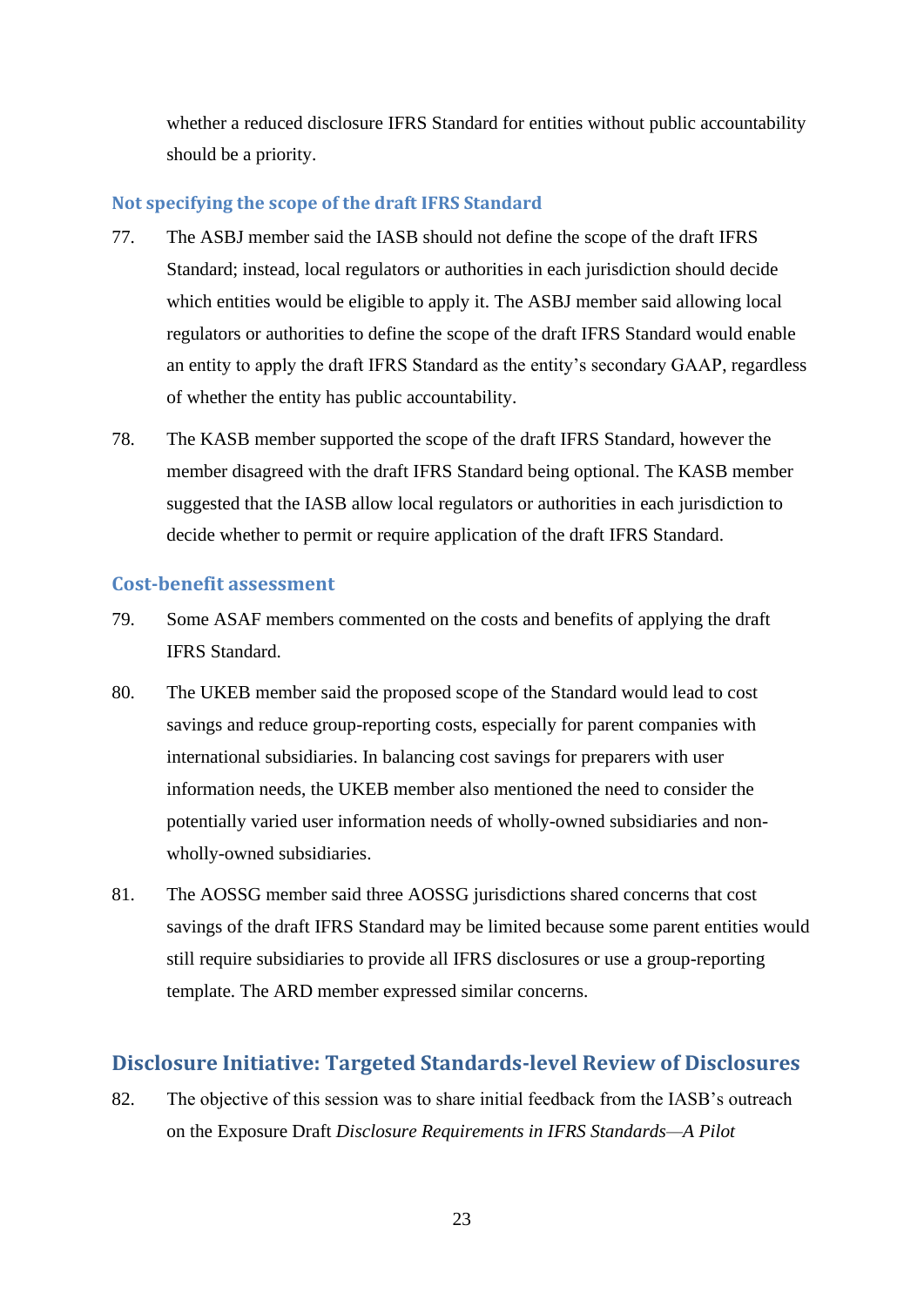whether a reduced disclosure IFRS Standard for entities without public accountability should be a priority.

### Not specifying the scope of the draft IFRS Standard

77. The ASBJ member said the IASB should not define the scope of the draft IFRS Standard; instead, local regulators or authorities in each jurisdiction should decide which entities would be eligible to apply it. The ASBJ member said allowing local regulators or authorities to define the scope of the draft IFRS Standard would enable an entity to apply the draft IFRS Standard as the entity's secondary GAAP, regardless of whether the entity has public accountability.

78. The KASB member supported the scope of the draft IFRS Standard, however the member disagreed with the draft IFRS Standard being optional. The KASB member suggested that the IASB allow local regulators or authorities in each jurisdiction to decide whether to permit or require application of the draft IFRS Standard.

### Cost-benefit assessment

79. Some ASAF members commented on the costs and benefits of applying the draft IFRS Standard.

80. The UKEB member said the proposed scope of the Standard would lead to cost savings and reduce group-reporting costs, especially for parent companies with international subsidiaries. In balancing cost savings for preparers with user information needs, the UKEB member also mentioned the need to consider the potentially varied user information needs of wholly-owned subsidiaries and non-wholly-owned subsidiaries.

81. The AOSSG member said three AOSSG jurisdictions shared concerns that cost savings of the draft IFRS Standard may be limited because some parent entities would still require subsidiaries to provide all IFRS disclosures or use a group-reporting template. The ARD member expressed similar concerns.

## Disclosure Initiative: Targeted Standards-level Review of Disclosures

82. The objective of this session was to share initial feedback from the IASB's outreach on the Exposure Draft *Disclosure Requirements in IFRS Standards—A Pilot*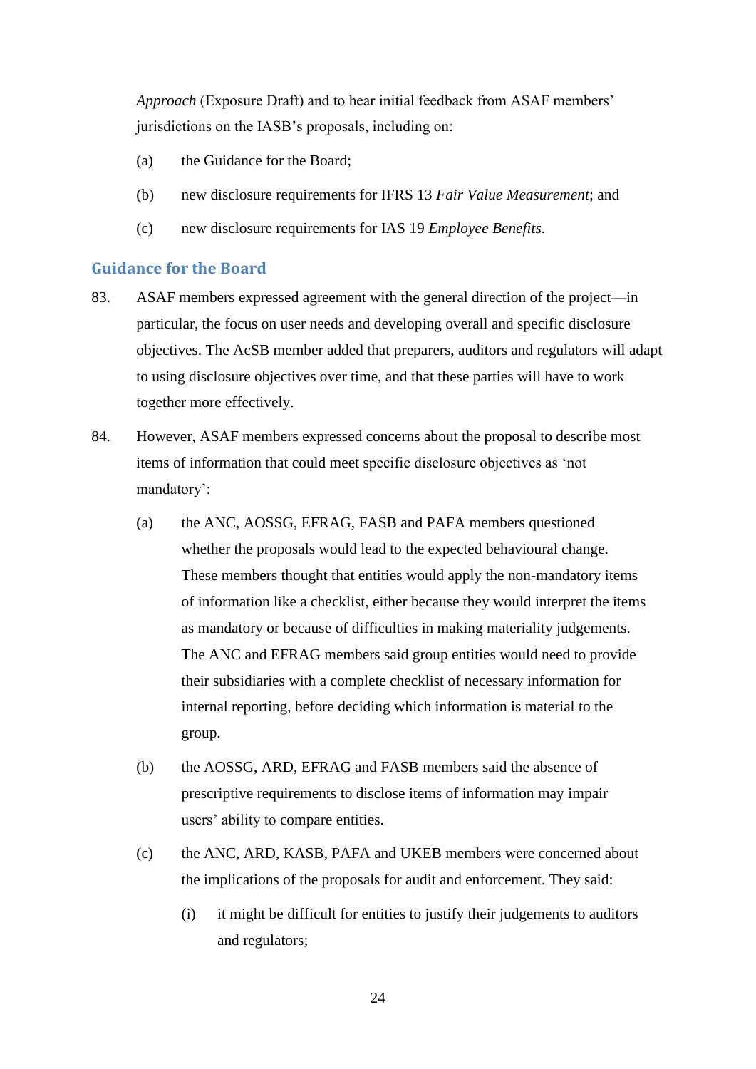*Approach* (Exposure Draft) and to hear initial feedback from ASAF members' jurisdictions on the IASB's proposals, including on:

(a) the Guidance for the Board;

(b) new disclosure requirements for IFRS 13 *Fair Value Measurement*; and

(c) new disclosure requirements for IAS 19 *Employee Benefits*.

## Guidance for the Board

83. ASAF members expressed agreement with the general direction of the project—in particular, the focus on user needs and developing overall and specific disclosure objectives. The AcSB member added that preparers, auditors and regulators will adapt to using disclosure objectives over time, and that these parties will have to work together more effectively.

84. However, ASAF members expressed concerns about the proposal to describe most items of information that could meet specific disclosure objectives as 'not mandatory':

    (a) the ANC, AOSSG, EFRAG, FASB and PAFA members questioned whether the proposals would lead to the expected behavioural change. These members thought that entities would apply the non-mandatory items of information like a checklist, either because they would interpret the items as mandatory or because of difficulties in making materiality judgements. The ANC and EFRAG members said group entities would need to provide their subsidiaries with a complete checklist of necessary information for internal reporting, before deciding which information is material to the group.

    (b) the AOSSG, ARD, EFRAG and FASB members said the absence of prescriptive requirements to disclose items of information may impair users' ability to compare entities.

    (c) the ANC, ARD, KASB, PAFA and UKEB members were concerned about the implications of the proposals for audit and enforcement. They said:

        (i) it might be difficult for entities to justify their judgements to auditors and regulators;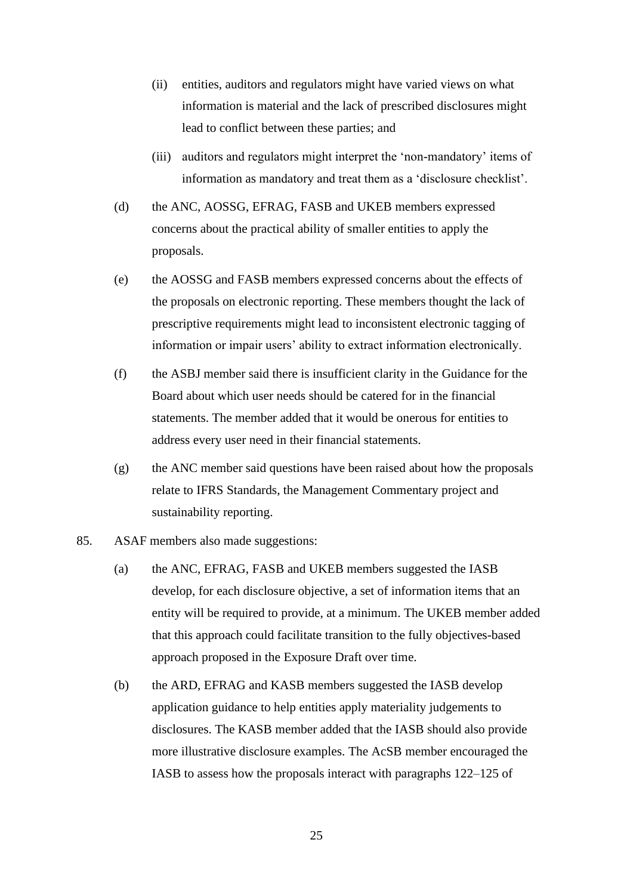(ii) entities, auditors and regulators might have varied views on what information is material and the lack of prescribed disclosures might lead to conflict between these parties; and

(iii) auditors and regulators might interpret the 'non-mandatory' items of information as mandatory and treat them as a 'disclosure checklist'.

(d) the ANC, AOSSG, EFRAG, FASB and UKEB members expressed concerns about the practical ability of smaller entities to apply the proposals.

(e) the AOSSG and FASB members expressed concerns about the effects of the proposals on electronic reporting. These members thought the lack of prescriptive requirements might lead to inconsistent electronic tagging of information or impair users' ability to extract information electronically.

(f) the ASBJ member said there is insufficient clarity in the Guidance for the Board about which user needs should be catered for in the financial statements. The member added that it would be onerous for entities to address every user need in their financial statements.

(g) the ANC member said questions have been raised about how the proposals relate to IFRS Standards, the Management Commentary project and sustainability reporting.

85. ASAF members also made suggestions:

(a) the ANC, EFRAG, FASB and UKEB members suggested the IASB develop, for each disclosure objective, a set of information items that an entity will be required to provide, at a minimum. The UKEB member added that this approach could facilitate transition to the fully objectives-based approach proposed in the Exposure Draft over time.

(b) the ARD, EFRAG and KASB members suggested the IASB develop application guidance to help entities apply materiality judgements to disclosures. The KASB member added that the IASB should also provide more illustrative disclosure examples. The AcSB member encouraged the IASB to assess how the proposals interact with paragraphs 122–125 of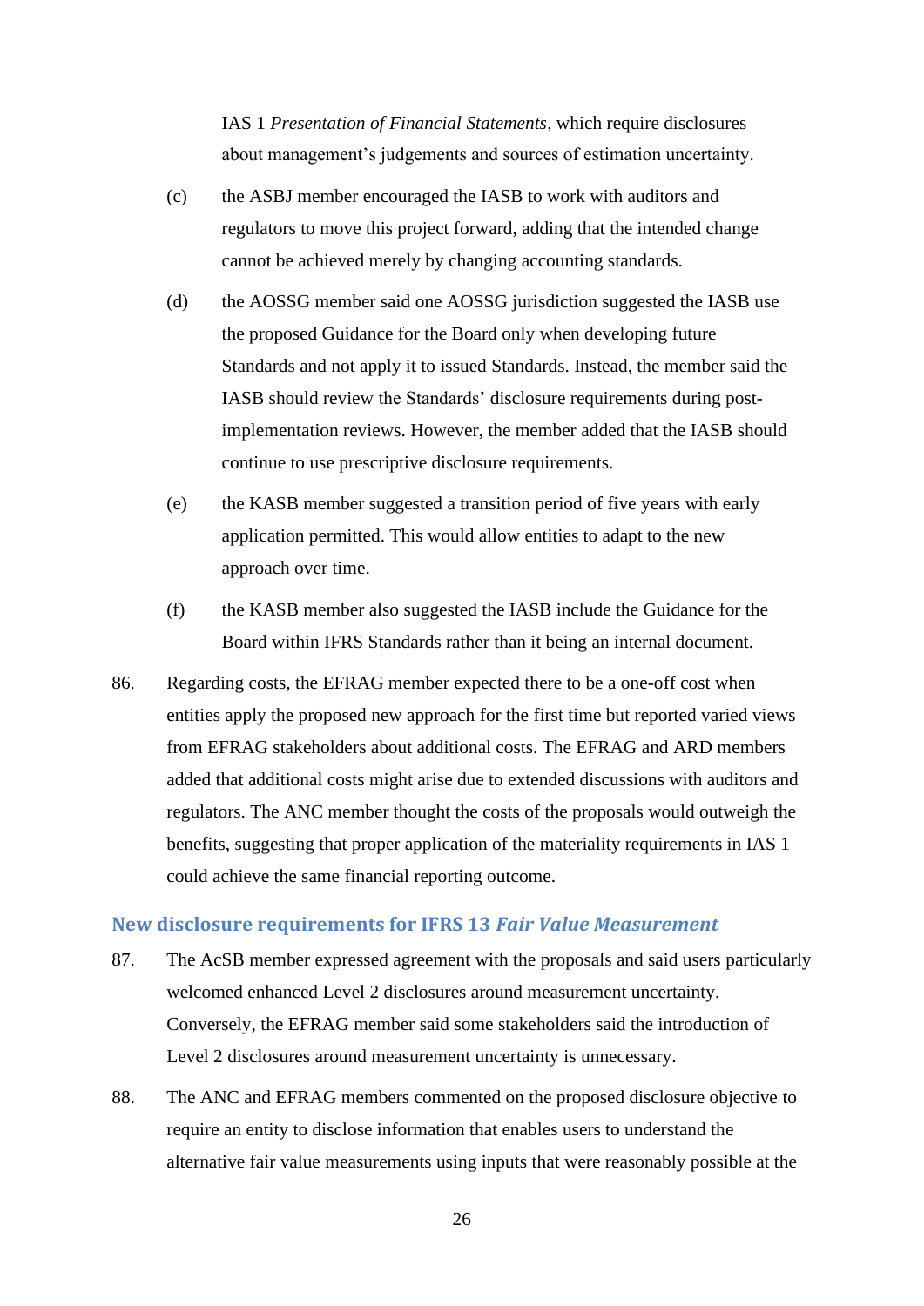IAS 1 *Presentation of Financial Statements*, which require disclosures about management's judgements and sources of estimation uncertainty.

(c) the ASBJ member encouraged the IASB to work with auditors and regulators to move this project forward, adding that the intended change cannot be achieved merely by changing accounting standards.

(d) the AOSSG member said one AOSSG jurisdiction suggested the IASB use the proposed Guidance for the Board only when developing future Standards and not apply it to issued Standards. Instead, the member said the IASB should review the Standards' disclosure requirements during post-implementation reviews. However, the member added that the IASB should continue to use prescriptive disclosure requirements.

(e) the KASB member suggested a transition period of five years with early application permitted. This would allow entities to adapt to the new approach over time.

(f) the KASB member also suggested the IASB include the Guidance for the Board within IFRS Standards rather than it being an internal document.

86. Regarding costs, the EFRAG member expected there to be a one-off cost when entities apply the proposed new approach for the first time but reported varied views from EFRAG stakeholders about additional costs. The EFRAG and ARD members added that additional costs might arise due to extended discussions with auditors and regulators. The ANC member thought the costs of the proposals would outweigh the benefits, suggesting that proper application of the materiality requirements in IAS 1 could achieve the same financial reporting outcome.

## New disclosure requirements for IFRS 13 *Fair Value Measurement*

87. The AcSB member expressed agreement with the proposals and said users particularly welcomed enhanced Level 2 disclosures around measurement uncertainty. Conversely, the EFRAG member said some stakeholders said the introduction of Level 2 disclosures around measurement uncertainty is unnecessary.

88. The ANC and EFRAG members commented on the proposed disclosure objective to require an entity to disclose information that enables users to understand the alternative fair value measurements using inputs that were reasonably possible at the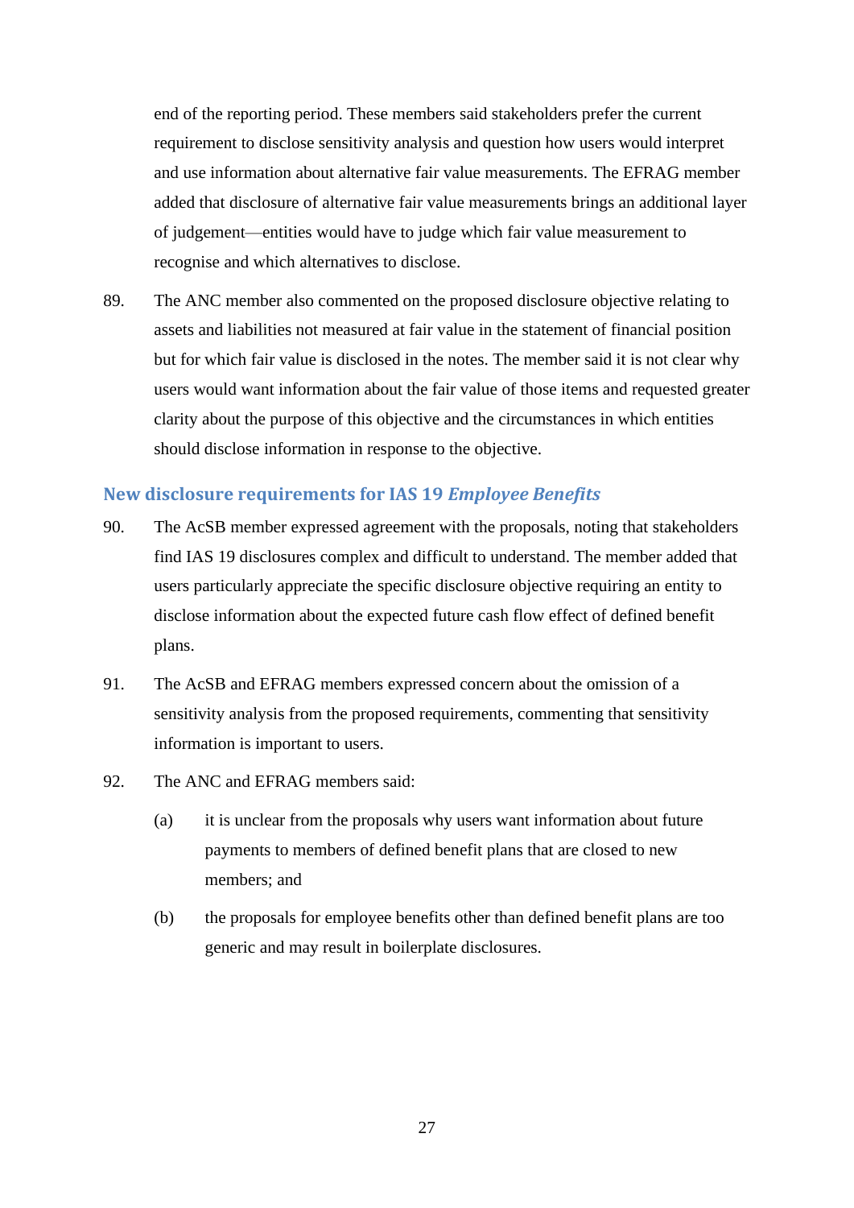end of the reporting period. These members said stakeholders prefer the current requirement to disclose sensitivity analysis and question how users would interpret and use information about alternative fair value measurements. The EFRAG member added that disclosure of alternative fair value measurements brings an additional layer of judgement—entities would have to judge which fair value measurement to recognise and which alternatives to disclose.

89. The ANC member also commented on the proposed disclosure objective relating to assets and liabilities not measured at fair value in the statement of financial position but for which fair value is disclosed in the notes. The member said it is not clear why users would want information about the fair value of those items and requested greater clarity about the purpose of this objective and the circumstances in which entities should disclose information in response to the objective.

## New disclosure requirements for IAS 19 *Employee Benefits*

90. The AcSB member expressed agreement with the proposals, noting that stakeholders find IAS 19 disclosures complex and difficult to understand. The member added that users particularly appreciate the specific disclosure objective requiring an entity to disclose information about the expected future cash flow effect of defined benefit plans.

91. The AcSB and EFRAG members expressed concern about the omission of a sensitivity analysis from the proposed requirements, commenting that sensitivity information is important to users.

92. The ANC and EFRAG members said:

    (a) it is unclear from the proposals why users want information about future payments to members of defined benefit plans that are closed to new members; and

    (b) the proposals for employee benefits other than defined benefit plans are too generic and may result in boilerplate disclosures.